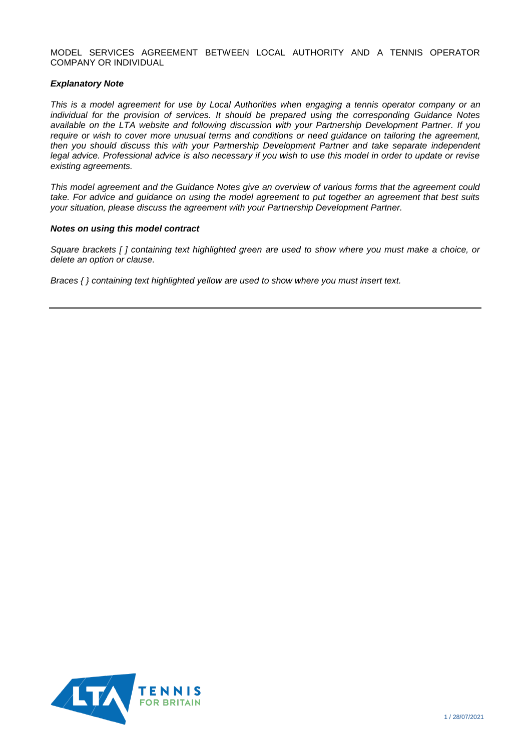MODEL SERVICES AGREEMENT BETWEEN LOCAL AUTHORITY AND A TENNIS OPERATOR COMPANY OR INDIVIDUAL

***Explanatory Note***

*This is a model agreement for use by Local Authorities when engaging a tennis operator company or an individual for the provision of services. It should be prepared using the corresponding Guidance Notes available on the LTA website and following discussion with your Partnership Development Partner. If you require or wish to cover more unusual terms and conditions or need guidance on tailoring the agreement, then you should discuss this with your Partnership Development Partner and take separate independent legal advice. Professional advice is also necessary if you wish to use this model in order to update or revise existing agreements.*

*This model agreement and the Guidance Notes give an overview of various forms that the agreement could take. For advice and guidance on using the model agreement to put together an agreement that best suits your situation, please discuss the agreement with your Partnership Development Partner.*

***Notes on using this model contract***

*Square brackets [ ] containing text highlighted green are used to show where you must make a choice, or delete an option or clause.*

*Braces { } containing text highlighted yellow are used to show where you must insert text.*

---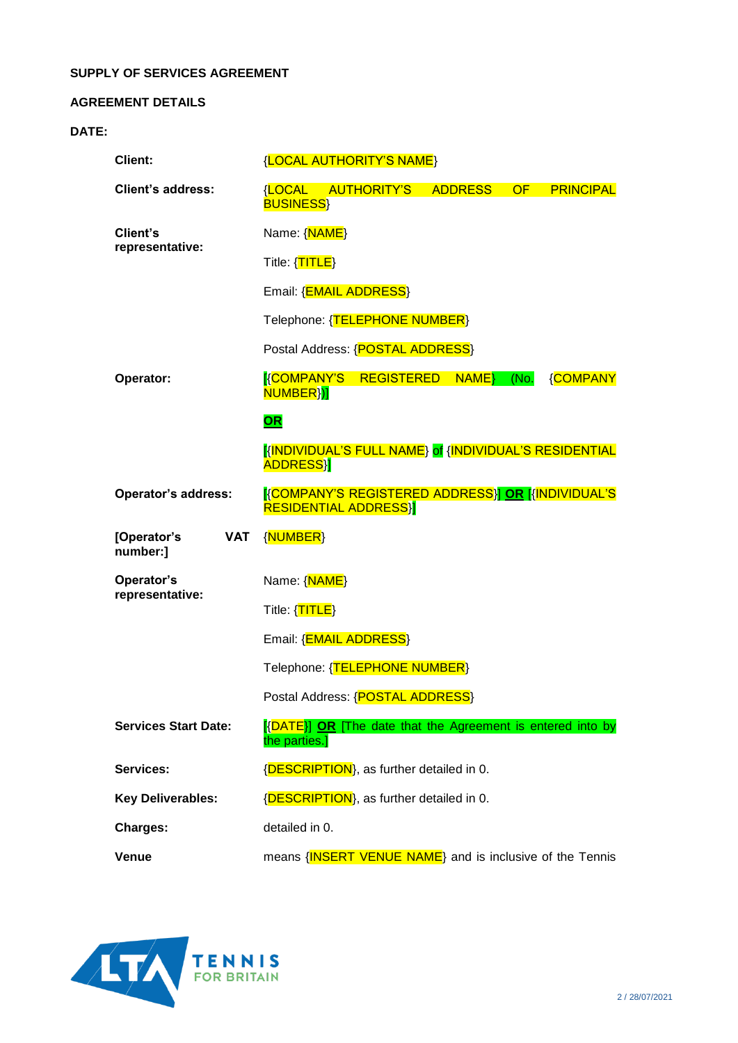**SUPPLY OF SERVICES AGREEMENT**

**AGREEMENT DETAILS**

**DATE:**

| | |
|---|---|
| **Client:** | {LOCAL AUTHORITY'S NAME} |
| **Client's address:** | {LOCAL AUTHORITY'S ADDRESS OF PRINCIPAL BUSINESS} |
| **Client's representative:** | Name: {NAME}<br>Title: {TITLE}<br>Email: {EMAIL ADDRESS}<br>Telephone: {TELEPHONE NUMBER}<br>Postal Address: {POSTAL ADDRESS} |
| **Operator:** | [{COMPANY'S REGISTERED NAME} (No. {COMPANY NUMBER})]<br>**OR**<br>[{INDIVIDUAL'S FULL NAME} of {INDIVIDUAL'S RESIDENTIAL ADDRESS}] |
| **Operator's address:** | [{COMPANY'S REGISTERED ADDRESS}] **OR** [{INDIVIDUAL'S RESIDENTIAL ADDRESS}] |
| **[Operator's VAT number:]** | {NUMBER} |
| **Operator's representative:** | Name: {NAME}<br>Title: {TITLE}<br>Email: {EMAIL ADDRESS}<br>Telephone: {TELEPHONE NUMBER}<br>Postal Address: {POSTAL ADDRESS} |
| **Services Start Date:** | [{DATE}] **OR** [The date that the Agreement is entered into by the parties.] |
| **Services:** | {DESCRIPTION}, as further detailed in 0. |
| **Key Deliverables:** | {DESCRIPTION}, as further detailed in 0. |
| **Charges:** | detailed in 0. |
| **Venue** | means {INSERT VENUE NAME} and is inclusive of the Tennis |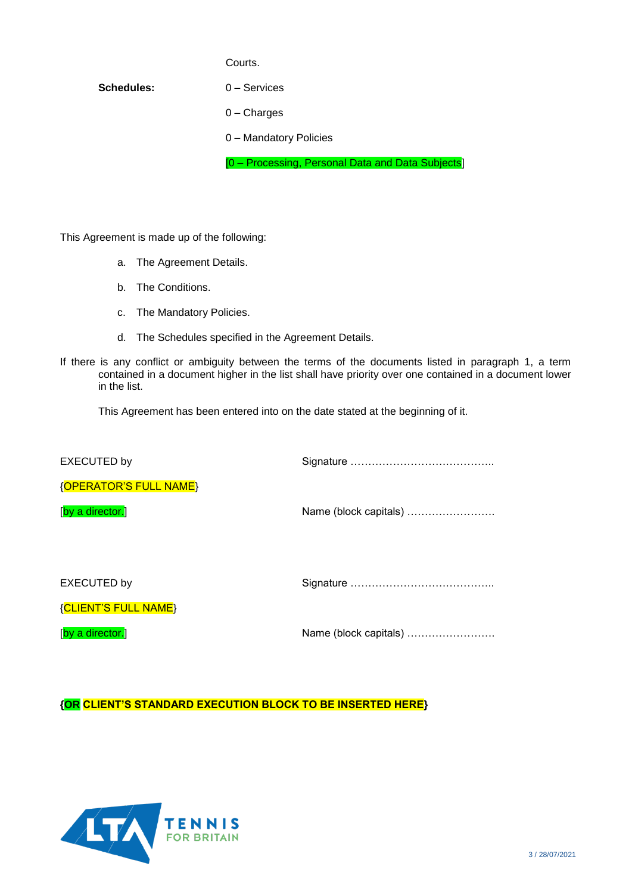Courts.

**Schedules:** 0 – Services

0 – Charges

0 – Mandatory Policies

[0 – Processing, Personal Data and Data Subjects]

This Agreement is made up of the following:

a. The Agreement Details.

b. The Conditions.

c. The Mandatory Policies.

d. The Schedules specified in the Agreement Details.

If there is any conflict or ambiguity between the terms of the documents listed in paragraph 1, a term contained in a document higher in the list shall have priority over one contained in a document lower in the list.

This Agreement has been entered into on the date stated at the beginning of it.

| | |
|---|---|
| EXECUTED by | Signature …………………………………. |
| {OPERATOR'S FULL NAME} | |
| [by a director.] | Name (block capitals) ……………………. |

| | |
|---|---|
| EXECUTED by | Signature …………………………………. |
| {CLIENT'S FULL NAME} | |
| [by a director.] | Name (block capitals) ……………………. |

**{OR CLIENT'S STANDARD EXECUTION BLOCK TO BE INSERTED HERE}**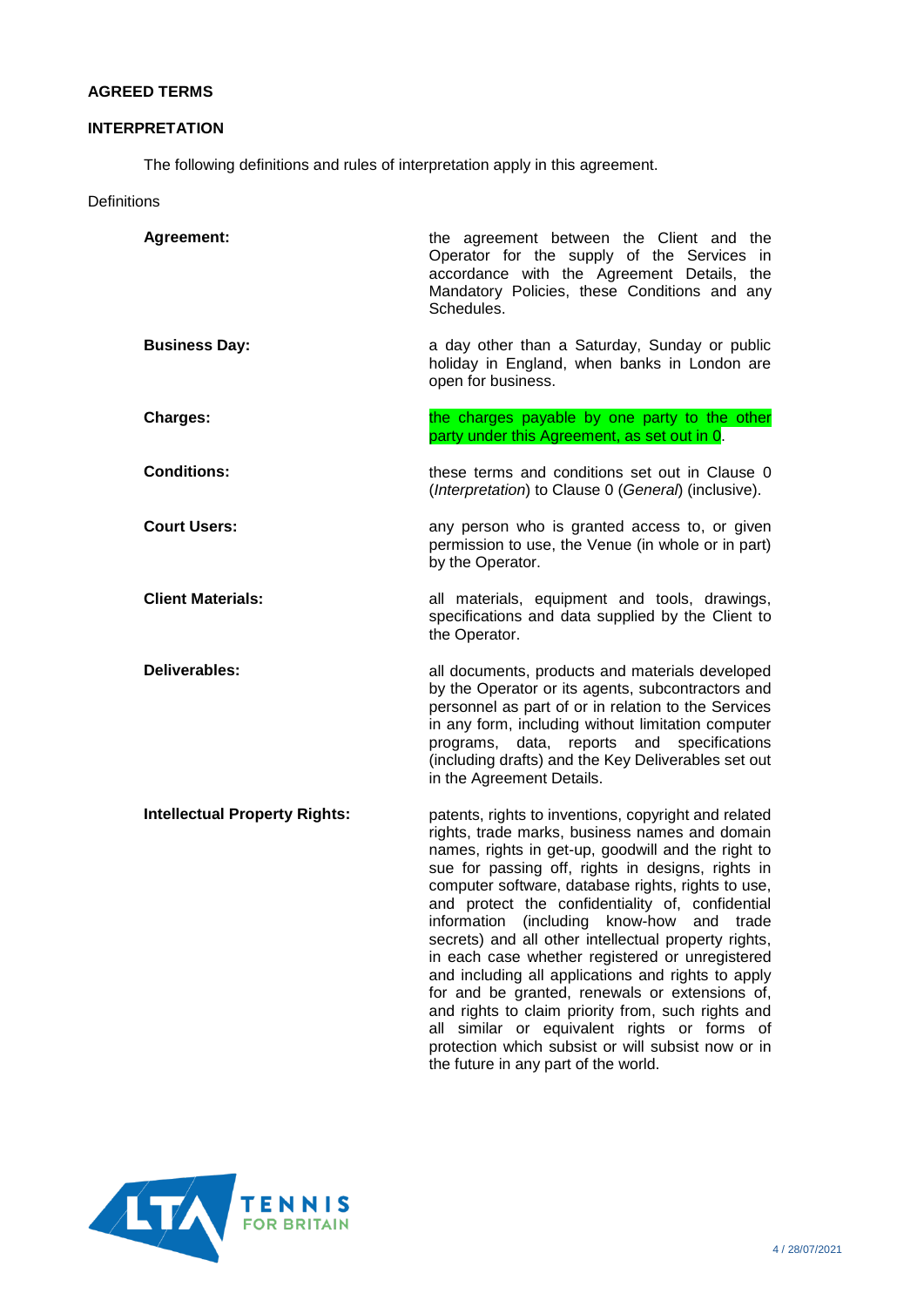## AGREED TERMS

## INTERPRETATION

The following definitions and rules of interpretation apply in this agreement.

Definitions

| | |
|---|---|
| **Agreement:** | the agreement between the Client and the Operator for the supply of the Services in accordance with the Agreement Details, the Mandatory Policies, these Conditions and any Schedules. |
| **Business Day:** | a day other than a Saturday, Sunday or public holiday in England, when banks in London are open for business. |
| **Charges:** | the charges payable by one party to the other party under this Agreement, as set out in 0. |
| **Conditions:** | these terms and conditions set out in Clause 0 (*Interpretation*) to Clause 0 (*General*) (inclusive). |
| **Court Users:** | any person who is granted access to, or given permission to use, the Venue (in whole or in part) by the Operator. |
| **Client Materials:** | all materials, equipment and tools, drawings, specifications and data supplied by the Client to the Operator. |
| **Deliverables:** | all documents, products and materials developed by the Operator or its agents, subcontractors and personnel as part of or in relation to the Services in any form, including without limitation computer programs, data, reports and specifications (including drafts) and the Key Deliverables set out in the Agreement Details. |
| **Intellectual Property Rights:** | patents, rights to inventions, copyright and related rights, trade marks, business names and domain names, rights in get-up, goodwill and the right to sue for passing off, rights in designs, rights in computer software, database rights, rights to use, and protect the confidentiality of, confidential information (including know-how and trade secrets) and all other intellectual property rights, in each case whether registered or unregistered and including all applications and rights to apply for and be granted, renewals or extensions of, and rights to claim priority from, such rights and all similar or equivalent rights or forms of protection which subsist or will subsist now or in the future in any part of the world. |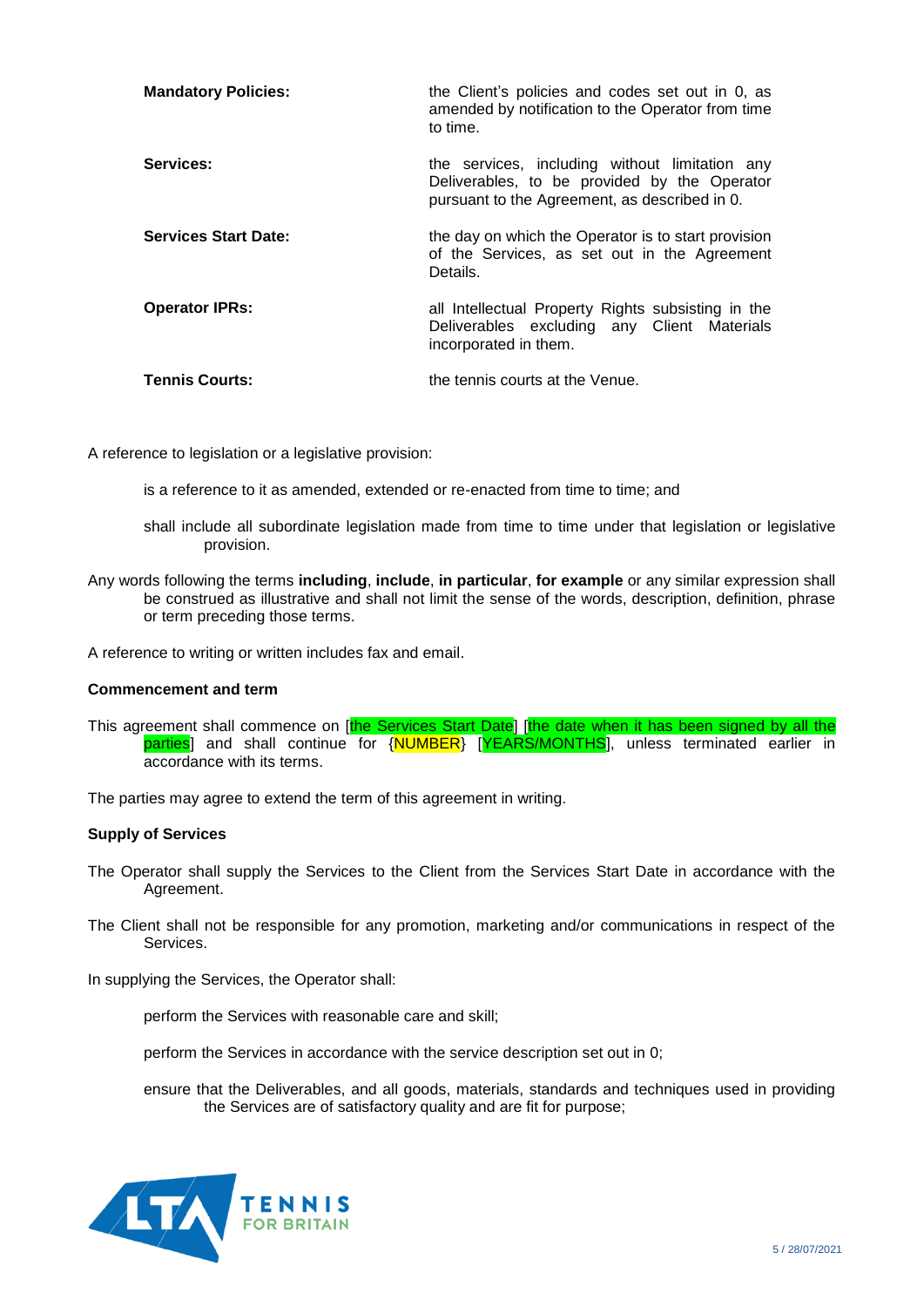| | |
|---|---|
| **Mandatory Policies:** | the Client's policies and codes set out in 0, as amended by notification to the Operator from time to time. |
| **Services:** | the services, including without limitation any Deliverables, to be provided by the Operator pursuant to the Agreement, as described in 0. |
| **Services Start Date:** | the day on which the Operator is to start provision of the Services, as set out in the Agreement Details. |
| **Operator IPRs:** | all Intellectual Property Rights subsisting in the Deliverables excluding any Client Materials incorporated in them. |
| **Tennis Courts:** | the tennis courts at the Venue. |

A reference to legislation or a legislative provision:

is a reference to it as amended, extended or re-enacted from time to time; and

shall include all subordinate legislation made from time to time under that legislation or legislative provision.

Any words following the terms **including**, **include**, **in particular**, **for example** or any similar expression shall be construed as illustrative and shall not limit the sense of the words, description, definition, phrase or term preceding those terms.

A reference to writing or written includes fax and email.

**Commencement and term**

This agreement shall commence on [the Services Start Date] [the date when it has been signed by all the parties] and shall continue for {NUMBER} [YEARS/MONTHS], unless terminated earlier in accordance with its terms.

The parties may agree to extend the term of this agreement in writing.

**Supply of Services**

The Operator shall supply the Services to the Client from the Services Start Date in accordance with the Agreement.

The Client shall not be responsible for any promotion, marketing and/or communications in respect of the Services.

In supplying the Services, the Operator shall:

perform the Services with reasonable care and skill;

perform the Services in accordance with the service description set out in 0;

ensure that the Deliverables, and all goods, materials, standards and techniques used in providing the Services are of satisfactory quality and are fit for purpose;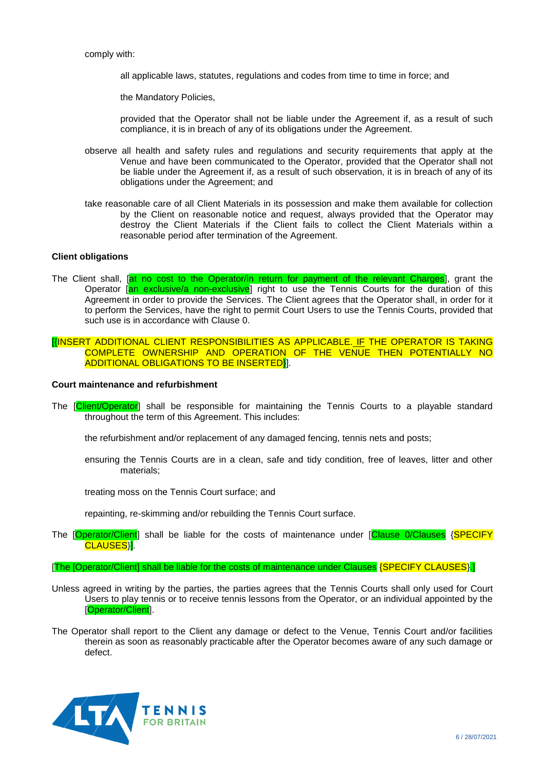comply with:

all applicable laws, statutes, regulations and codes from time to time in force; and

the Mandatory Policies,

provided that the Operator shall not be liable under the Agreement if, as a result of such compliance, it is in breach of any of its obligations under the Agreement.

observe all health and safety rules and regulations and security requirements that apply at the Venue and have been communicated to the Operator, provided that the Operator shall not be liable under the Agreement if, as a result of such observation, it is in breach of any of its obligations under the Agreement; and

take reasonable care of all Client Materials in its possession and make them available for collection by the Client on reasonable notice and request, always provided that the Operator may destroy the Client Materials if the Client fails to collect the Client Materials within a reasonable period after termination of the Agreement.

**Client obligations**

The Client shall, [at no cost to the Operator/in return for payment of the relevant Charges], grant the Operator [an exclusive/a non-exclusive] right to use the Tennis Courts for the duration of this Agreement in order to provide the Services. The Client agrees that the Operator shall, in order for it to perform the Services, have the right to permit Court Users to use the Tennis Courts, provided that such use is in accordance with Clause 0.

[{INSERT ADDITIONAL CLIENT RESPONSIBILITIES AS APPLICABLE. IF THE OPERATOR IS TAKING COMPLETE OWNERSHIP AND OPERATION OF THE VENUE THEN POTENTIALLY NO ADDITIONAL OBLIGATIONS TO BE INSERTED}].

**Court maintenance and refurbishment**

The [Client/Operator] shall be responsible for maintaining the Tennis Courts to a playable standard throughout the term of this Agreement. This includes:

the refurbishment and/or replacement of any damaged fencing, tennis nets and posts;

ensuring the Tennis Courts are in a clean, safe and tidy condition, free of leaves, litter and other materials;

treating moss on the Tennis Court surface; and

repainting, re-skimming and/or rebuilding the Tennis Court surface.

The [Operator/Client] shall be liable for the costs of maintenance under [Clause 0/Clauses {SPECIFY CLAUSES}].

[The [Operator/Client] shall be liable for the costs of maintenance under Clauses {SPECIFY CLAUSES}.]

Unless agreed in writing by the parties, the parties agrees that the Tennis Courts shall only used for Court Users to play tennis or to receive tennis lessons from the Operator, or an individual appointed by the [Operator/Client].

The Operator shall report to the Client any damage or defect to the Venue, Tennis Court and/or facilities therein as soon as reasonably practicable after the Operator becomes aware of any such damage or defect.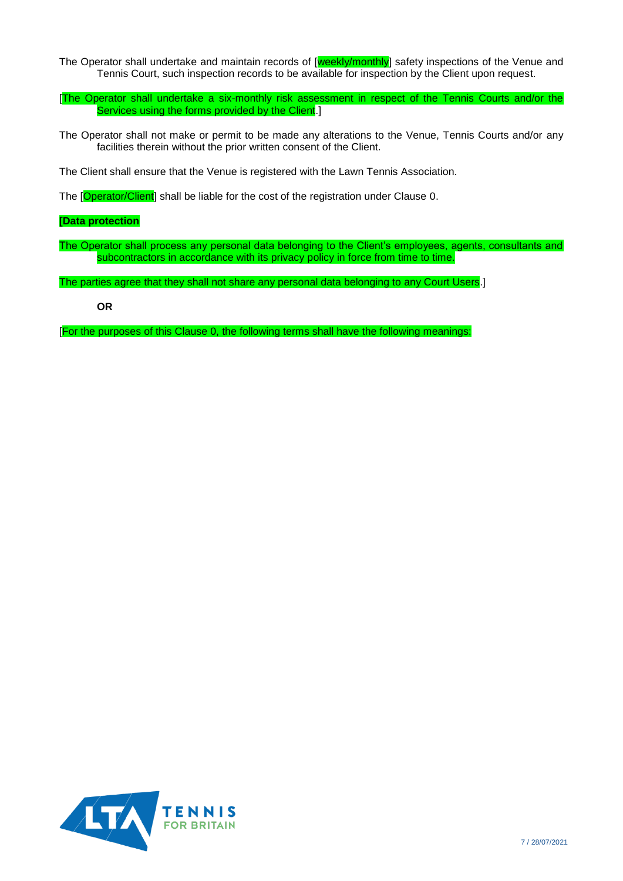The Operator shall undertake and maintain records of [weekly/monthly] safety inspections of the Venue and Tennis Court, such inspection records to be available for inspection by the Client upon request.

[The Operator shall undertake a six-monthly risk assessment in respect of the Tennis Courts and/or the Services using the forms provided by the Client.]

The Operator shall not make or permit to be made any alterations to the Venue, Tennis Courts and/or any facilities therein without the prior written consent of the Client.

The Client shall ensure that the Venue is registered with the Lawn Tennis Association.

The [Operator/Client] shall be liable for the cost of the registration under Clause 0.

**[Data protection**

The Operator shall process any personal data belonging to the Client's employees, agents, consultants and subcontractors in accordance with its privacy policy in force from time to time.

The parties agree that they shall not share any personal data belonging to any Court Users.]

**OR**

[For the purposes of this Clause 0, the following terms shall have the following meanings: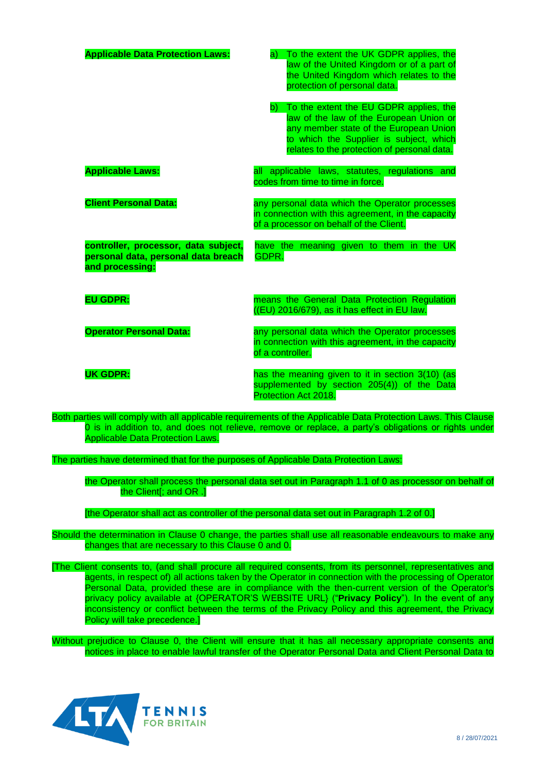| | |
|---|---|
| **Applicable Data Protection Laws:** | a) To the extent the UK GDPR applies, the law of the United Kingdom or of a part of the United Kingdom which relates to the protection of personal data.<br><br>b) To the extent the EU GDPR applies, the law of the European Union or any member state of the European Union to which the Supplier is subject, which relates to the protection of personal data. |
| **Applicable Laws:** | all applicable laws, statutes, regulations and codes from time to time in force. |
| **Client Personal Data:** | any personal data which the Operator processes in connection with this agreement, in the capacity of a processor on behalf of the Client. |
| **controller, processor, data subject, personal data, personal data breach and processing:** | have the meaning given to them in the UK GDPR. |
| **EU GDPR:** | means the General Data Protection Regulation ((EU) 2016/679), as it has effect in EU law. |
| **Operator Personal Data:** | any personal data which the Operator processes in connection with this agreement, in the capacity of a controller. |
| **UK GDPR:** | has the meaning given to it in section 3(10) (as supplemented by section 205(4)) of the Data Protection Act 2018. |

Both parties will comply with all applicable requirements of the Applicable Data Protection Laws. This Clause 0 is in addition to, and does not relieve, remove or replace, a party's obligations or rights under Applicable Data Protection Laws.

The parties have determined that for the purposes of Applicable Data Protection Laws:

the Operator shall process the personal data set out in Paragraph 1.1 of 0 as processor on behalf of the Client[; and OR .]

[the Operator shall act as controller of the personal data set out in Paragraph 1.2 of 0.]

Should the determination in Clause 0 change, the parties shall use all reasonable endeavours to make any changes that are necessary to this Clause 0 and 0.

[The Client consents to, (and shall procure all required consents, from its personnel, representatives and agents, in respect of) all actions taken by the Operator in connection with the processing of Operator Personal Data, provided these are in compliance with the then-current version of the Operator's privacy policy available at {OPERATOR'S WEBSITE URL} ("**Privacy Policy**"). In the event of any inconsistency or conflict between the terms of the Privacy Policy and this agreement, the Privacy Policy will take precedence.]

Without prejudice to Clause 0, the Client will ensure that it has all necessary appropriate consents and notices in place to enable lawful transfer of the Operator Personal Data and Client Personal Data to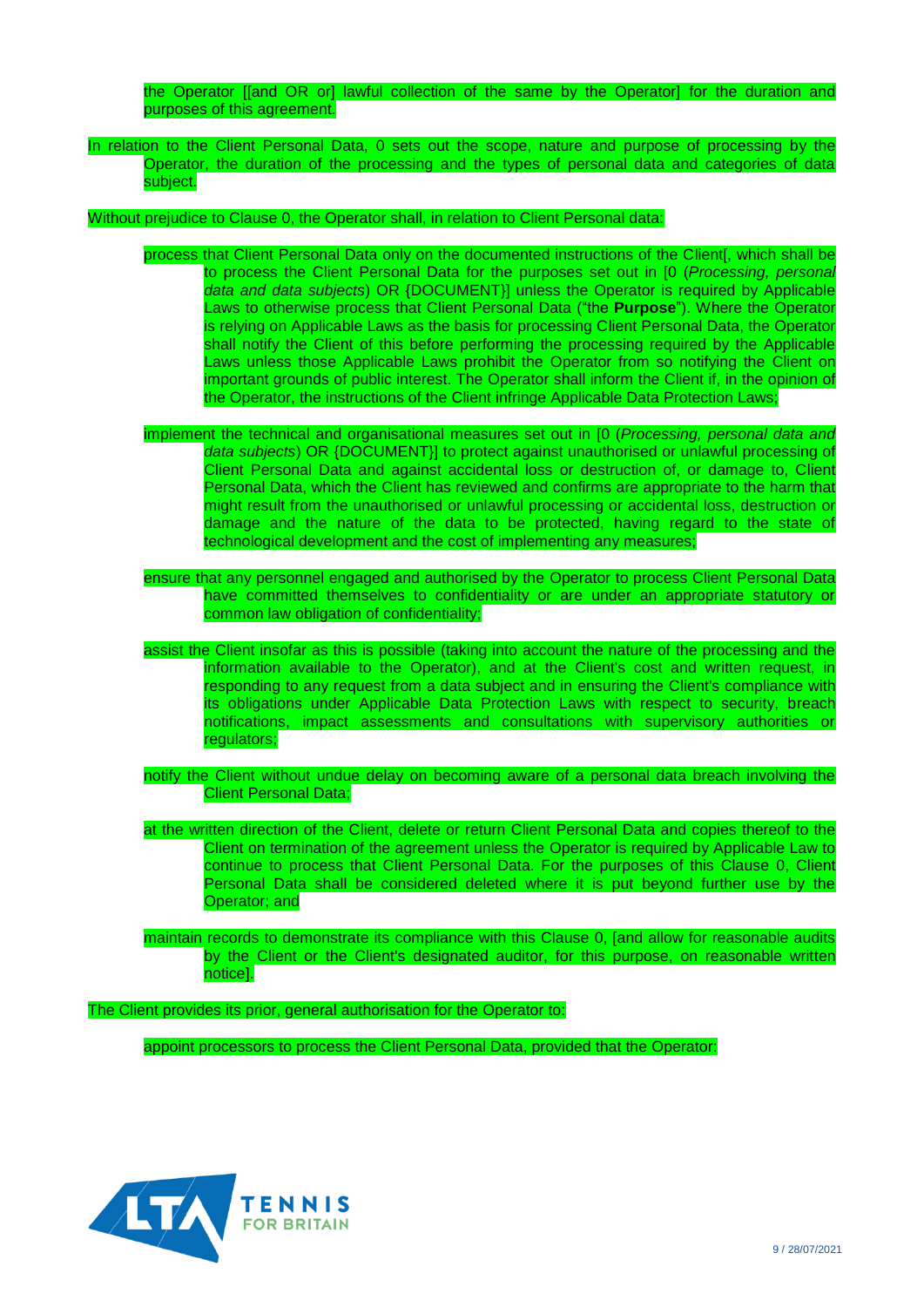the Operator [[and OR or] lawful collection of the same by the Operator] for the duration and purposes of this agreement.

In relation to the Client Personal Data, 0 sets out the scope, nature and purpose of processing by the Operator, the duration of the processing and the types of personal data and categories of data subject.

Without prejudice to Clause 0, the Operator shall, in relation to Client Personal data:

process that Client Personal Data only on the documented instructions of the Client[, which shall be to process the Client Personal Data for the purposes set out in [0 (*Processing, personal data and data subjects*) OR {DOCUMENT}] unless the Operator is required by Applicable Laws to otherwise process that Client Personal Data ("the **Purpose**"). Where the Operator is relying on Applicable Laws as the basis for processing Client Personal Data, the Operator shall notify the Client of this before performing the processing required by the Applicable Laws unless those Applicable Laws prohibit the Operator from so notifying the Client on important grounds of public interest. The Operator shall inform the Client if, in the opinion of the Operator, the instructions of the Client infringe Applicable Data Protection Laws;

implement the technical and organisational measures set out in [0 (*Processing, personal data and data subjects*) OR {DOCUMENT}] to protect against unauthorised or unlawful processing of Client Personal Data and against accidental loss or destruction of, or damage to, Client Personal Data, which the Client has reviewed and confirms are appropriate to the harm that might result from the unauthorised or unlawful processing or accidental loss, destruction or damage and the nature of the data to be protected, having regard to the state of technological development and the cost of implementing any measures;

ensure that any personnel engaged and authorised by the Operator to process Client Personal Data have committed themselves to confidentiality or are under an appropriate statutory or common law obligation of confidentiality;

assist the Client insofar as this is possible (taking into account the nature of the processing and the information available to the Operator), and at the Client's cost and written request, in responding to any request from a data subject and in ensuring the Client's compliance with its obligations under Applicable Data Protection Laws with respect to security, breach notifications, impact assessments and consultations with supervisory authorities or regulators;

notify the Client without undue delay on becoming aware of a personal data breach involving the Client Personal Data;

at the written direction of the Client, delete or return Client Personal Data and copies thereof to the Client on termination of the agreement unless the Operator is required by Applicable Law to continue to process that Client Personal Data. For the purposes of this Clause 0, Client Personal Data shall be considered deleted where it is put beyond further use by the Operator; and

maintain records to demonstrate its compliance with this Clause 0, [and allow for reasonable audits by the Client or the Client's designated auditor, for this purpose, on reasonable written notice].

The Client provides its prior, general authorisation for the Operator to:

appoint processors to process the Client Personal Data, provided that the Operator: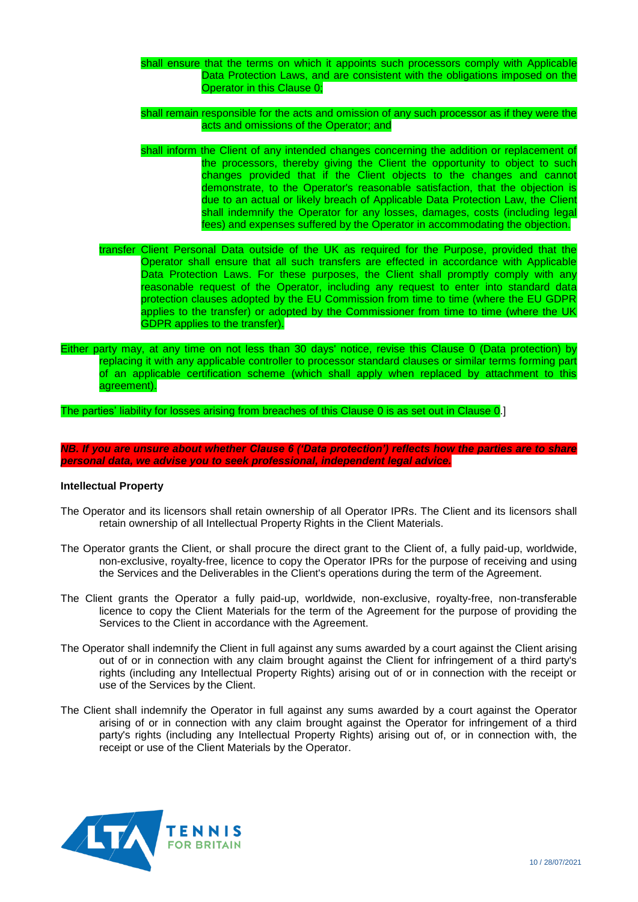shall ensure that the terms on which it appoints such processors comply with Applicable Data Protection Laws, and are consistent with the obligations imposed on the Operator in this Clause 0;

shall remain responsible for the acts and omission of any such processor as if they were the acts and omissions of the Operator; and

shall inform the Client of any intended changes concerning the addition or replacement of the processors, thereby giving the Client the opportunity to object to such changes provided that if the Client objects to the changes and cannot demonstrate, to the Operator's reasonable satisfaction, that the objection is due to an actual or likely breach of Applicable Data Protection Law, the Client shall indemnify the Operator for any losses, damages, costs (including legal fees) and expenses suffered by the Operator in accommodating the objection.

transfer Client Personal Data outside of the UK as required for the Purpose, provided that the Operator shall ensure that all such transfers are effected in accordance with Applicable Data Protection Laws. For these purposes, the Client shall promptly comply with any reasonable request of the Operator, including any request to enter into standard data protection clauses adopted by the EU Commission from time to time (where the EU GDPR applies to the transfer) or adopted by the Commissioner from time to time (where the UK GDPR applies to the transfer).

Either party may, at any time on not less than 30 days' notice, revise this Clause 0 (Data protection) by replacing it with any applicable controller to processor standard clauses or similar terms forming part of an applicable certification scheme (which shall apply when replaced by attachment to this agreement).

The parties' liability for losses arising from breaches of this Clause 0 is as set out in Clause 0.]

***NB. If you are unsure about whether Clause 6 ('Data protection') reflects how the parties are to share personal data, we advise you to seek professional, independent legal advice.***

**Intellectual Property**

The Operator and its licensors shall retain ownership of all Operator IPRs. The Client and its licensors shall retain ownership of all Intellectual Property Rights in the Client Materials.

The Operator grants the Client, or shall procure the direct grant to the Client of, a fully paid-up, worldwide, non-exclusive, royalty-free, licence to copy the Operator IPRs for the purpose of receiving and using the Services and the Deliverables in the Client's operations during the term of the Agreement.

The Client grants the Operator a fully paid-up, worldwide, non-exclusive, royalty-free, non-transferable licence to copy the Client Materials for the term of the Agreement for the purpose of providing the Services to the Client in accordance with the Agreement.

The Operator shall indemnify the Client in full against any sums awarded by a court against the Client arising out of or in connection with any claim brought against the Client for infringement of a third party's rights (including any Intellectual Property Rights) arising out of or in connection with the receipt or use of the Services by the Client.

The Client shall indemnify the Operator in full against any sums awarded by a court against the Operator arising of or in connection with any claim brought against the Operator for infringement of a third party's rights (including any Intellectual Property Rights) arising out of, or in connection with, the receipt or use of the Client Materials by the Operator.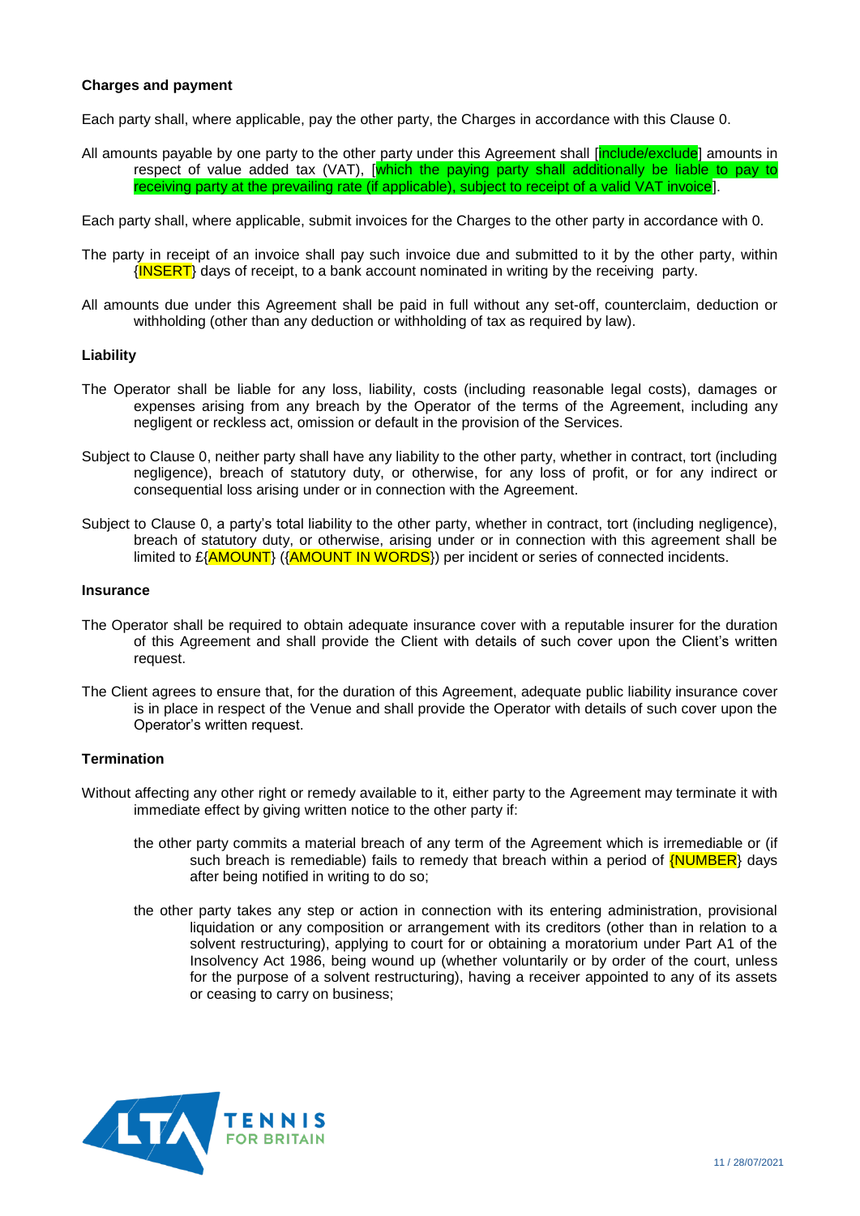**Charges and payment**

Each party shall, where applicable, pay the other party, the Charges in accordance with this Clause 0.

All amounts payable by one party to the other party under this Agreement shall [include/exclude] amounts in respect of value added tax (VAT), [which the paying party shall additionally be liable to pay to receiving party at the prevailing rate (if applicable), subject to receipt of a valid VAT invoice].

Each party shall, where applicable, submit invoices for the Charges to the other party in accordance with 0.

The party in receipt of an invoice shall pay such invoice due and submitted to it by the other party, within {INSERT} days of receipt, to a bank account nominated in writing by the receiving party.

All amounts due under this Agreement shall be paid in full without any set-off, counterclaim, deduction or withholding (other than any deduction or withholding of tax as required by law).

**Liability**

The Operator shall be liable for any loss, liability, costs (including reasonable legal costs), damages or expenses arising from any breach by the Operator of the terms of the Agreement, including any negligent or reckless act, omission or default in the provision of the Services.

Subject to Clause 0, neither party shall have any liability to the other party, whether in contract, tort (including negligence), breach of statutory duty, or otherwise, for any loss of profit, or for any indirect or consequential loss arising under or in connection with the Agreement.

Subject to Clause 0, a party's total liability to the other party, whether in contract, tort (including negligence), breach of statutory duty, or otherwise, arising under or in connection with this agreement shall be limited to £{AMOUNT} ({AMOUNT IN WORDS}) per incident or series of connected incidents.

**Insurance**

The Operator shall be required to obtain adequate insurance cover with a reputable insurer for the duration of this Agreement and shall provide the Client with details of such cover upon the Client's written request.

The Client agrees to ensure that, for the duration of this Agreement, adequate public liability insurance cover is in place in respect of the Venue and shall provide the Operator with details of such cover upon the Operator's written request.

**Termination**

Without affecting any other right or remedy available to it, either party to the Agreement may terminate it with immediate effect by giving written notice to the other party if:

- the other party commits a material breach of any term of the Agreement which is irremediable or (if such breach is remediable) fails to remedy that breach within a period of {NUMBER} days after being notified in writing to do so;
- the other party takes any step or action in connection with its entering administration, provisional liquidation or any composition or arrangement with its creditors (other than in relation to a solvent restructuring), applying to court for or obtaining a moratorium under Part A1 of the Insolvency Act 1986, being wound up (whether voluntarily or by order of the court, unless for the purpose of a solvent restructuring), having a receiver appointed to any of its assets or ceasing to carry on business;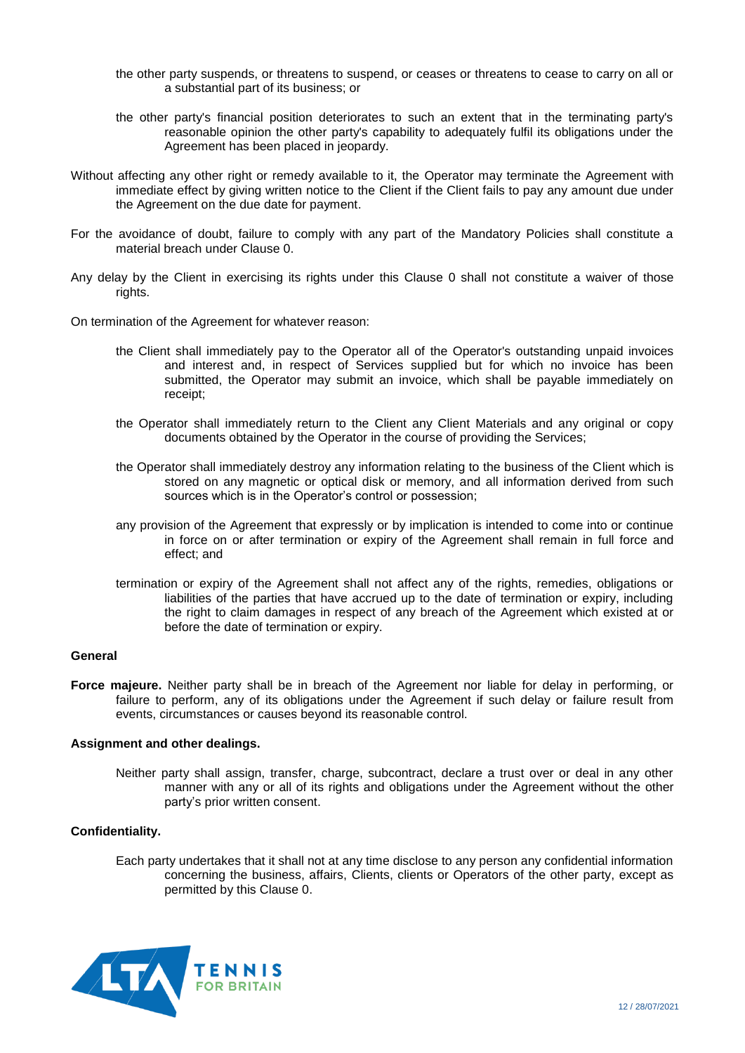the other party suspends, or threatens to suspend, or ceases or threatens to cease to carry on all or a substantial part of its business; or

the other party's financial position deteriorates to such an extent that in the terminating party's reasonable opinion the other party's capability to adequately fulfil its obligations under the Agreement has been placed in jeopardy.

Without affecting any other right or remedy available to it, the Operator may terminate the Agreement with immediate effect by giving written notice to the Client if the Client fails to pay any amount due under the Agreement on the due date for payment.

For the avoidance of doubt, failure to comply with any part of the Mandatory Policies shall constitute a material breach under Clause 0.

Any delay by the Client in exercising its rights under this Clause 0 shall not constitute a waiver of those rights.

On termination of the Agreement for whatever reason:

the Client shall immediately pay to the Operator all of the Operator's outstanding unpaid invoices and interest and, in respect of Services supplied but for which no invoice has been submitted, the Operator may submit an invoice, which shall be payable immediately on receipt;

the Operator shall immediately return to the Client any Client Materials and any original or copy documents obtained by the Operator in the course of providing the Services;

the Operator shall immediately destroy any information relating to the business of the Client which is stored on any magnetic or optical disk or memory, and all information derived from such sources which is in the Operator's control or possession;

any provision of the Agreement that expressly or by implication is intended to come into or continue in force on or after termination or expiry of the Agreement shall remain in full force and effect; and

termination or expiry of the Agreement shall not affect any of the rights, remedies, obligations or liabilities of the parties that have accrued up to the date of termination or expiry, including the right to claim damages in respect of any breach of the Agreement which existed at or before the date of termination or expiry.

**General**

**Force majeure.** Neither party shall be in breach of the Agreement nor liable for delay in performing, or failure to perform, any of its obligations under the Agreement if such delay or failure result from events, circumstances or causes beyond its reasonable control.

**Assignment and other dealings.**

Neither party shall assign, transfer, charge, subcontract, declare a trust over or deal in any other manner with any or all of its rights and obligations under the Agreement without the other party's prior written consent.

**Confidentiality.**

Each party undertakes that it shall not at any time disclose to any person any confidential information concerning the business, affairs, Clients, clients or Operators of the other party, except as permitted by this Clause 0.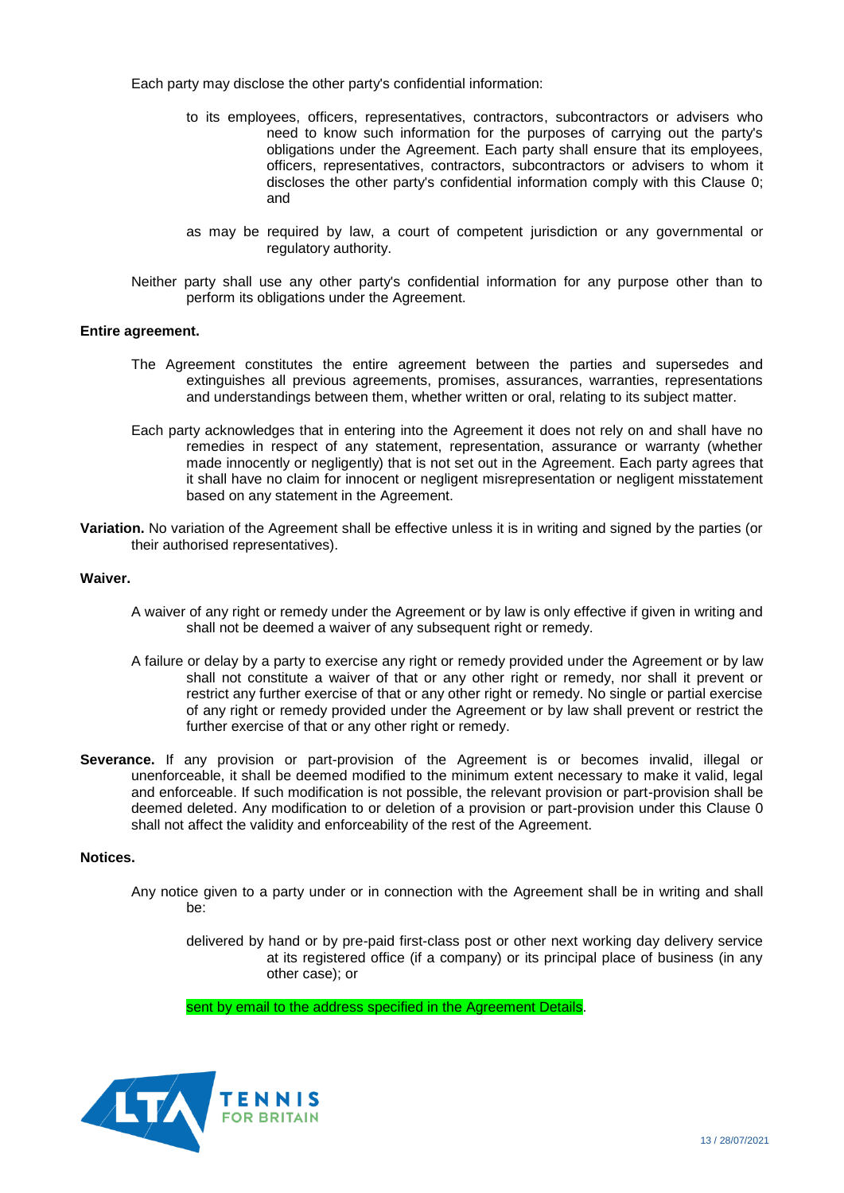Each party may disclose the other party's confidential information:

- to its employees, officers, representatives, contractors, subcontractors or advisers who need to know such information for the purposes of carrying out the party's obligations under the Agreement. Each party shall ensure that its employees, officers, representatives, contractors, subcontractors or advisers to whom it discloses the other party's confidential information comply with this Clause 0; and

- as may be required by law, a court of competent jurisdiction or any governmental or regulatory authority.

Neither party shall use any other party's confidential information for any purpose other than to perform its obligations under the Agreement.

**Entire agreement.**

The Agreement constitutes the entire agreement between the parties and supersedes and extinguishes all previous agreements, promises, assurances, warranties, representations and understandings between them, whether written or oral, relating to its subject matter.

Each party acknowledges that in entering into the Agreement it does not rely on and shall have no remedies in respect of any statement, representation, assurance or warranty (whether made innocently or negligently) that is not set out in the Agreement. Each party agrees that it shall have no claim for innocent or negligent misrepresentation or negligent misstatement based on any statement in the Agreement.

**Variation.** No variation of the Agreement shall be effective unless it is in writing and signed by the parties (or their authorised representatives).

**Waiver.**

A waiver of any right or remedy under the Agreement or by law is only effective if given in writing and shall not be deemed a waiver of any subsequent right or remedy.

A failure or delay by a party to exercise any right or remedy provided under the Agreement or by law shall not constitute a waiver of that or any other right or remedy, nor shall it prevent or restrict any further exercise of that or any other right or remedy. No single or partial exercise of any right or remedy provided under the Agreement or by law shall prevent or restrict the further exercise of that or any other right or remedy.

**Severance.** If any provision or part-provision of the Agreement is or becomes invalid, illegal or unenforceable, it shall be deemed modified to the minimum extent necessary to make it valid, legal and enforceable. If such modification is not possible, the relevant provision or part-provision shall be deemed deleted. Any modification to or deletion of a provision or part-provision under this Clause 0 shall not affect the validity and enforceability of the rest of the Agreement.

**Notices.**

Any notice given to a party under or in connection with the Agreement shall be in writing and shall be:

- delivered by hand or by pre-paid first-class post or other next working day delivery service at its registered office (if a company) or its principal place of business (in any other case); or

- sent by email to the address specified in the Agreement Details.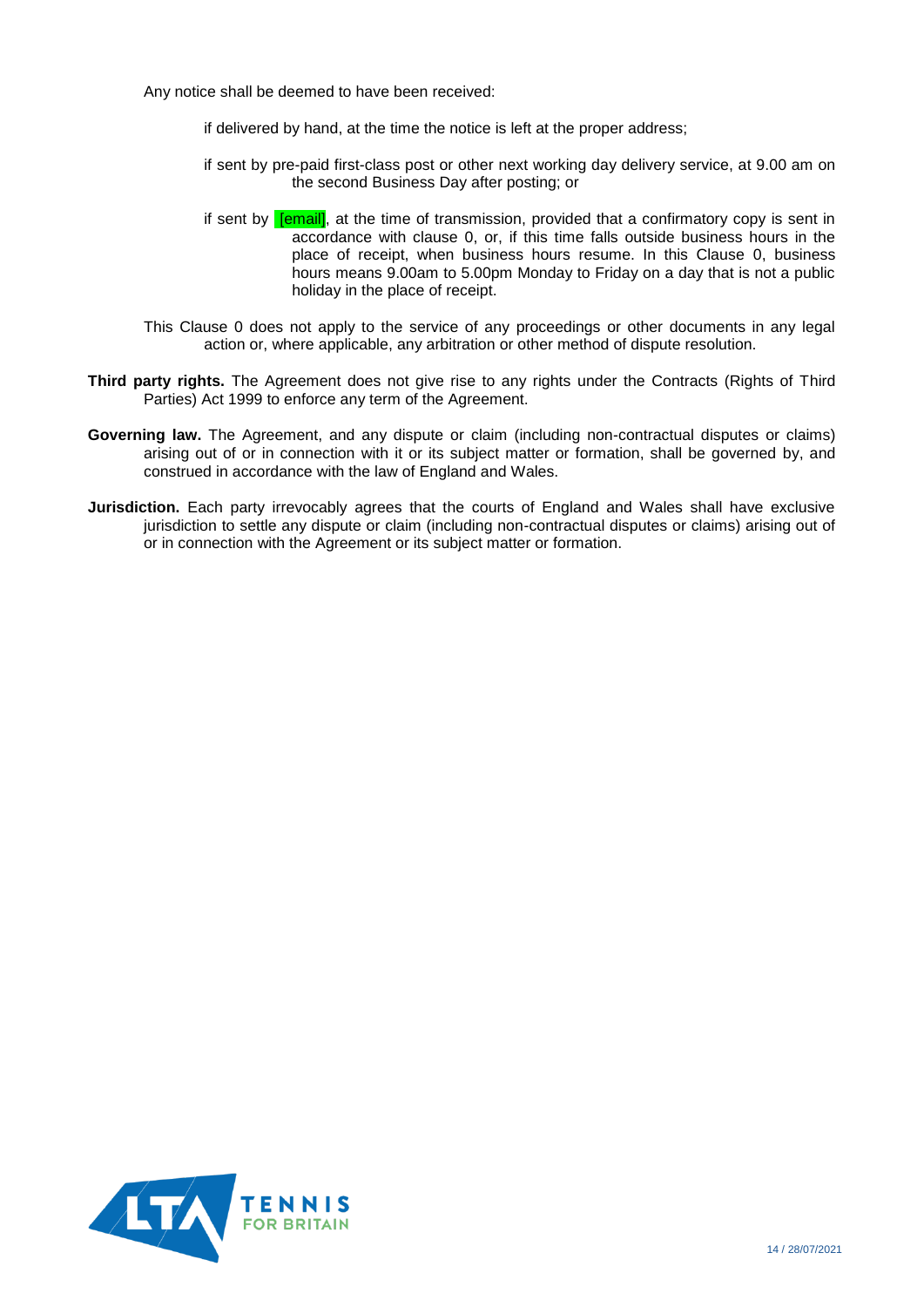Any notice shall be deemed to have been received:

- if delivered by hand, at the time the notice is left at the proper address;
- if sent by pre-paid first-class post or other next working day delivery service, at 9.00 am on the second Business Day after posting; or
- if sent by [email], at the time of transmission, provided that a confirmatory copy is sent in accordance with clause 0, or, if this time falls outside business hours in the place of receipt, when business hours resume. In this Clause 0, business hours means 9.00am to 5.00pm Monday to Friday on a day that is not a public holiday in the place of receipt.

This Clause 0 does not apply to the service of any proceedings or other documents in any legal action or, where applicable, any arbitration or other method of dispute resolution.

**Third party rights.** The Agreement does not give rise to any rights under the Contracts (Rights of Third Parties) Act 1999 to enforce any term of the Agreement.

**Governing law.** The Agreement, and any dispute or claim (including non-contractual disputes or claims) arising out of or in connection with it or its subject matter or formation, shall be governed by, and construed in accordance with the law of England and Wales.

**Jurisdiction.** Each party irrevocably agrees that the courts of England and Wales shall have exclusive jurisdiction to settle any dispute or claim (including non-contractual disputes or claims) arising out of or in connection with the Agreement or its subject matter or formation.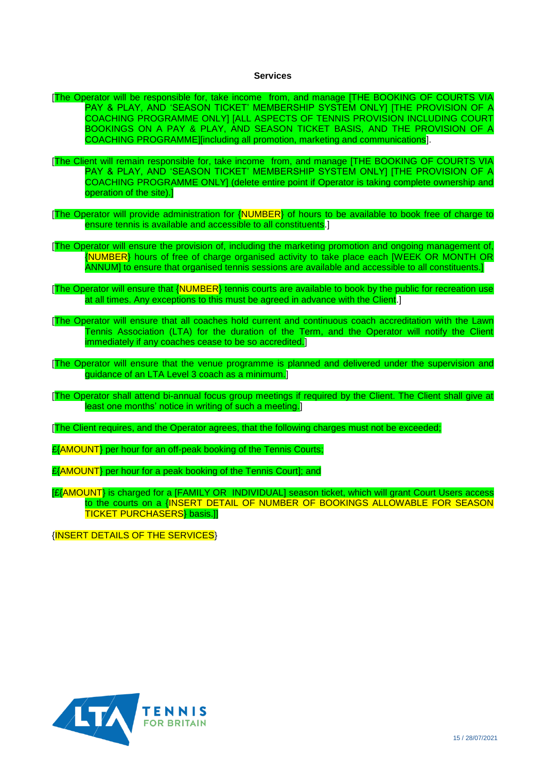**Services**

[The Operator will be responsible for, take income from, and manage [THE BOOKING OF COURTS VIA PAY & PLAY, AND 'SEASON TICKET' MEMBERSHIP SYSTEM ONLY] [THE PROVISION OF A COACHING PROGRAMME ONLY] [ALL ASPECTS OF TENNIS PROVISION INCLUDING COURT BOOKINGS ON A PAY & PLAY, AND SEASON TICKET BASIS, AND THE PROVISION OF A COACHING PROGRAMME][including all promotion, marketing and communications].

[The Client will remain responsible for, take income from, and manage [THE BOOKING OF COURTS VIA PAY & PLAY, AND 'SEASON TICKET' MEMBERSHIP SYSTEM ONLY] [THE PROVISION OF A COACHING PROGRAMME ONLY] (delete entire point if Operator is taking complete ownership and operation of the site).]

[The Operator will provide administration for {NUMBER} of hours to be available to book free of charge to ensure tennis is available and accessible to all constituents.]

[The Operator will ensure the provision of, including the marketing promotion and ongoing management of, {NUMBER} hours of free of charge organised activity to take place each [WEEK OR MONTH OR ANNUM] to ensure that organised tennis sessions are available and accessible to all constituents.]

[The Operator will ensure that {NUMBER} tennis courts are available to book by the public for recreation use at all times. Any exceptions to this must be agreed in advance with the Client.]

[The Operator will ensure that all coaches hold current and continuous coach accreditation with the Lawn Tennis Association (LTA) for the duration of the Term, and the Operator will notify the Client immediately if any coaches cease to be so accredited.]

[The Operator will ensure that the venue programme is planned and delivered under the supervision and guidance of an LTA Level 3 coach as a minimum.]

[The Operator shall attend bi-annual focus group meetings if required by the Client. The Client shall give at least one months' notice in writing of such a meeting.]

[The Client requires, and the Operator agrees, that the following charges must not be exceeded;

£{AMOUNT} per hour for an off-peak booking of the Tennis Courts;

£{AMOUNT} per hour for a peak booking of the Tennis Court]; and

[£{AMOUNT} is charged for a [FAMILY OR INDIVIDUAL] season ticket, which will grant Court Users access to the courts on a {INSERT DETAIL OF NUMBER OF BOOKINGS ALLOWABLE FOR SEASON TICKET PURCHASERS} basis.]]

{INSERT DETAILS OF THE SERVICES}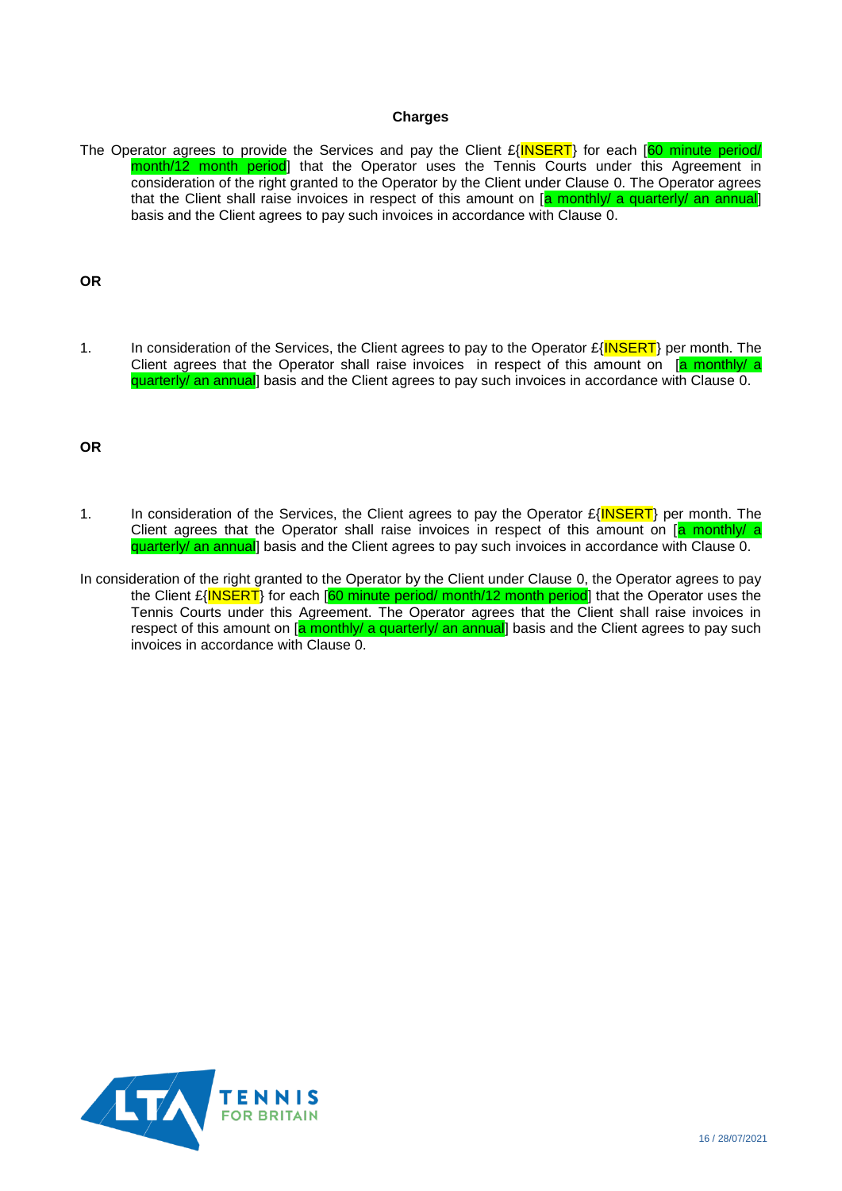**Charges**

The Operator agrees to provide the Services and pay the Client £{INSERT} for each [60 minute period/ month/12 month period] that the Operator uses the Tennis Courts under this Agreement in consideration of the right granted to the Operator by the Client under Clause 0. The Operator agrees that the Client shall raise invoices in respect of this amount on [a monthly/ a quarterly/ an annual] basis and the Client agrees to pay such invoices in accordance with Clause 0.

**OR**

1. In consideration of the Services, the Client agrees to pay to the Operator £{INSERT} per month. The Client agrees that the Operator shall raise invoices in respect of this amount on [a monthly/ a quarterly/ an annual] basis and the Client agrees to pay such invoices in accordance with Clause 0.

**OR**

1. In consideration of the Services, the Client agrees to pay the Operator £{INSERT} per month. The Client agrees that the Operator shall raise invoices in respect of this amount on [a monthly/ a quarterly/ an annual] basis and the Client agrees to pay such invoices in accordance with Clause 0.

In consideration of the right granted to the Operator by the Client under Clause 0, the Operator agrees to pay the Client £{INSERT} for each [60 minute period/ month/12 month period] that the Operator uses the Tennis Courts under this Agreement. The Operator agrees that the Client shall raise invoices in respect of this amount on [a monthly/ a quarterly/ an annual] basis and the Client agrees to pay such invoices in accordance with Clause 0.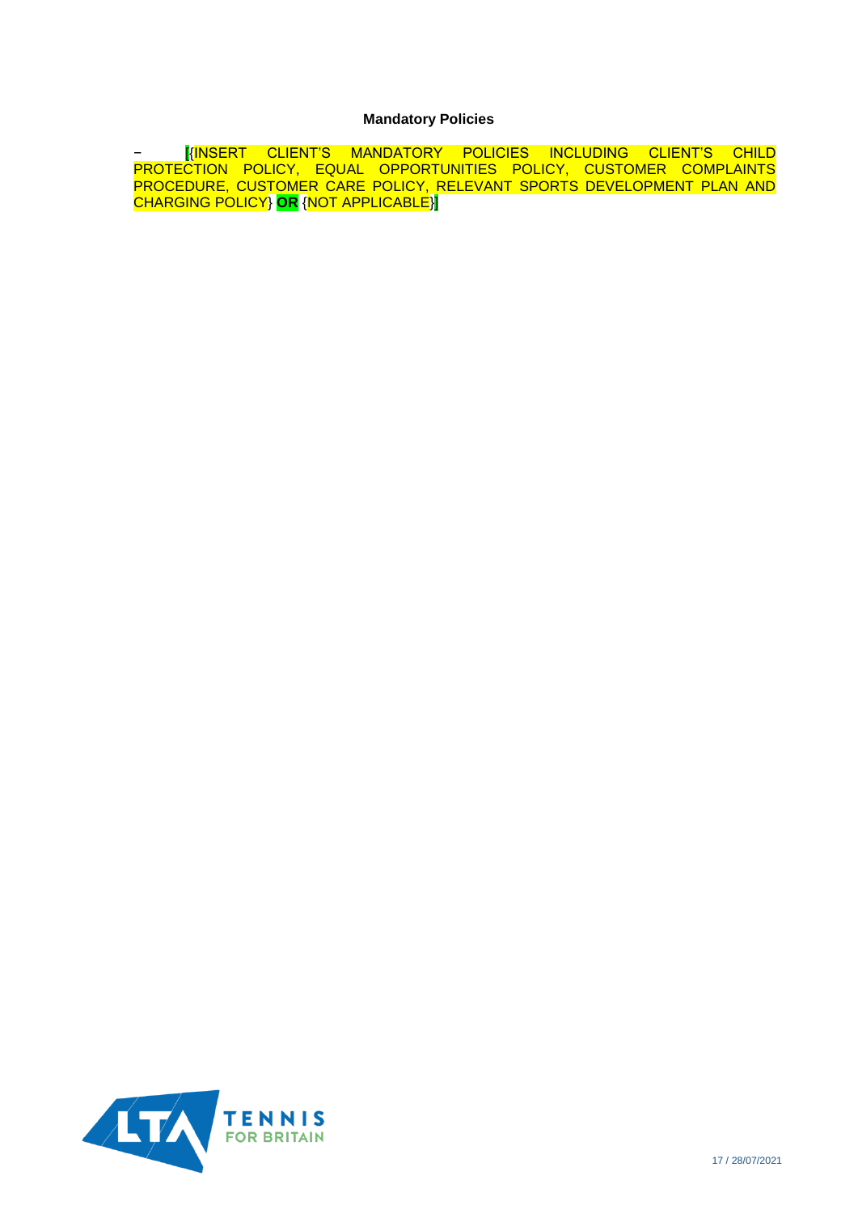**Mandatory Policies**

- [{INSERT CLIENT'S MANDATORY POLICIES INCLUDING CLIENT'S CHILD PROTECTION POLICY, EQUAL OPPORTUNITIES POLICY, CUSTOMER COMPLAINTS PROCEDURE, CUSTOMER CARE POLICY, RELEVANT SPORTS DEVELOPMENT PLAN AND CHARGING POLICY} **OR** {NOT APPLICABLE}]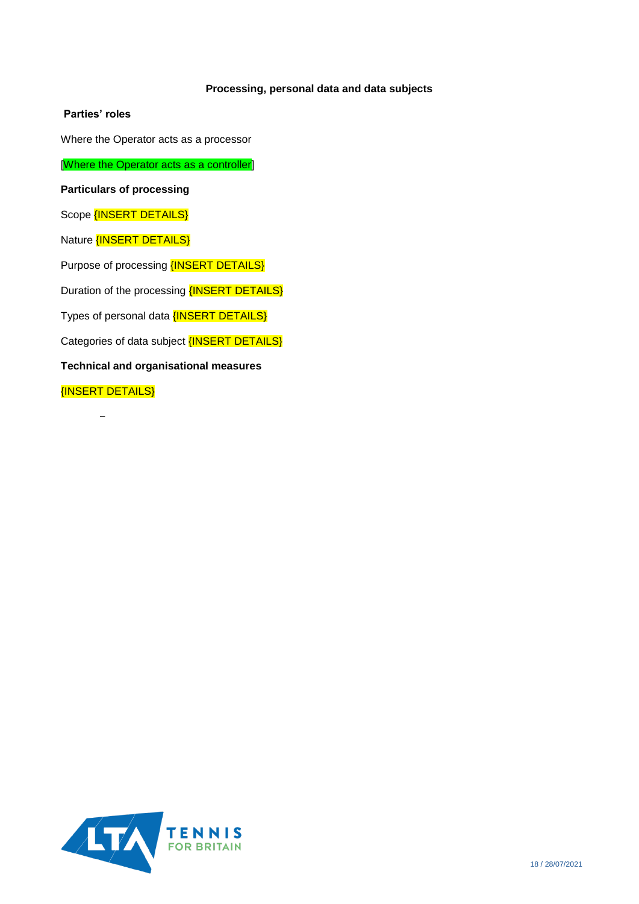**Processing, personal data and data subjects**

**Parties' roles**

Where the Operator acts as a processor

[Where the Operator acts as a controller]

**Particulars of processing**

Scope {INSERT DETAILS}

Nature {INSERT DETAILS}

Purpose of processing {INSERT DETAILS}

Duration of the processing {INSERT DETAILS}

Types of personal data {INSERT DETAILS}

Categories of data subject {INSERT DETAILS}

**Technical and organisational measures**

{INSERT DETAILS}